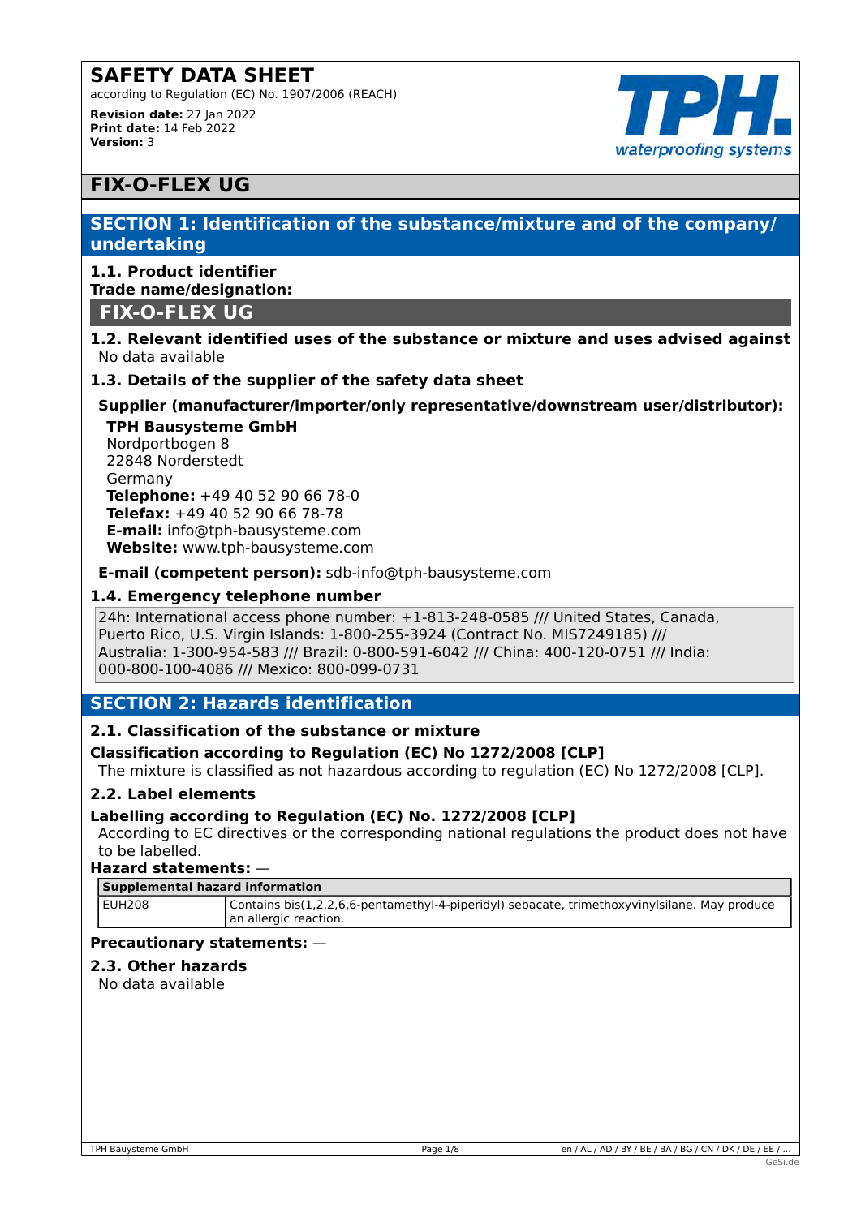# SAFETY DATA SHEET

according to Regulation (EC) No. 1907/2006 (REACH)

**Revision date:** 27 Jan 2022
**Print date:** 14 Feb 2022
**Version:** 3

## FIX-O-FLEX UG

## SECTION 1: Identification of the substance/mixture and of the company/ undertaking

### 1.1. Product identifier

**Trade name/designation:**

**FIX-O-FLEX UG**

### 1.2. Relevant identified uses of the substance or mixture and uses advised against

No data available

### 1.3. Details of the supplier of the safety data sheet

**Supplier (manufacturer/importer/only representative/downstream user/distributor):**

**TPH Bausysteme GmbH**
Nordportbogen 8
22848 Norderstedt
Germany
**Telephone:** +49 40 52 90 66 78-0
**Telefax:** +49 40 52 90 66 78-78
**E-mail:** info@tph-bausysteme.com
**Website:** www.tph-bausysteme.com

**E-mail (competent person):** sdb-info@tph-bausysteme.com

### 1.4. Emergency telephone number

24h: International access phone number: +1-813-248-0585 /// United States, Canada, Puerto Rico, U.S. Virgin Islands: 1-800-255-3924 (Contract No. MIS7249185) /// Australia: 1-300-954-583 /// Brazil: 0-800-591-6042 /// China: 400-120-0751 /// India: 000-800-100-4086 /// Mexico: 800-099-0731

## SECTION 2: Hazards identification

### 2.1. Classification of the substance or mixture

**Classification according to Regulation (EC) No 1272/2008 [CLP]**

The mixture is classified as not hazardous according to regulation (EC) No 1272/2008 [CLP].

### 2.2. Label elements

**Labelling according to Regulation (EC) No. 1272/2008 [CLP]**

According to EC directives or the corresponding national regulations the product does not have to be labelled.

**Hazard statements:** —

| Supplemental hazard information | |
|---|---|
| EUH208 | Contains bis(1,2,2,6,6-pentamethyl-4-piperidyl) sebacate, trimethoxyvinylsilane. May produce an allergic reaction. |

**Precautionary statements:** —

### 2.3. Other hazards

No data available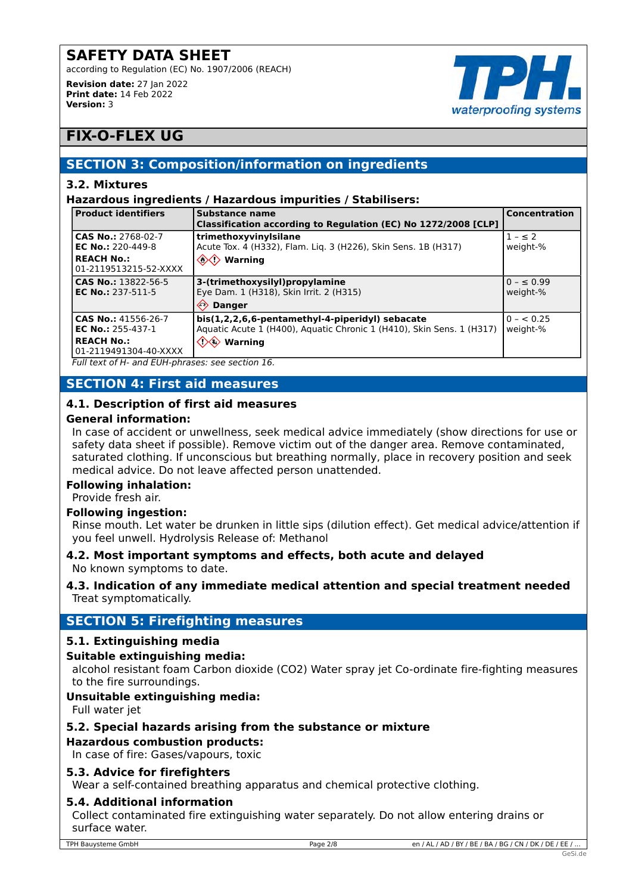# SAFETY DATA SHEET

according to Regulation (EC) No. 1907/2006 (REACH)

**Revision date:** 27 Jan 2022
**Print date:** 14 Feb 2022
**Version:** 3

## FIX-O-FLEX UG

## SECTION 3: Composition/information on ingredients

### 3.2. Mixtures

**Hazardous ingredients / Hazardous impurities / Stabilisers:**

| Product identifiers | Substance name<br>Classification according to Regulation (EC) No 1272/2008 [CLP] | Concentration |
|---|---|---|
| **CAS No.:** 2768-02-7<br>**EC No.:** 220-449-8<br>**REACH No.:** 01-2119513215-52-XXXX | **trimethoxyvinylsilane**<br>Acute Tox. 4 (H332), Flam. Liq. 3 (H226), Skin Sens. 1B (H317)<br>**Warning** | 1 - ≤ 2 weight-% |
| **CAS No.:** 13822-56-5<br>**EC No.:** 237-511-5 | **3-(trimethoxysilyl)propylamine**<br>Eye Dam. 1 (H318), Skin Irrit. 2 (H315)<br>**Danger** | 0 - ≤ 0.99 weight-% |
| **CAS No.:** 41556-26-7<br>**EC No.:** 255-437-1<br>**REACH No.:** 01-2119491304-40-XXXX | **bis(1,2,2,6,6-pentamethyl-4-piperidyl) sebacate**<br>Aquatic Acute 1 (H400), Aquatic Chronic 1 (H410), Skin Sens. 1 (H317)<br>**Warning** | 0 - < 0.25 weight-% |

*Full text of H- and EUH-phrases: see section 16.*

## SECTION 4: First aid measures

### 4.1. Description of first aid measures

**General information:**

In case of accident or unwellness, seek medical advice immediately (show directions for use or safety data sheet if possible). Remove victim out of the danger area. Remove contaminated, saturated clothing. If unconscious but breathing normally, place in recovery position and seek medical advice. Do not leave affected person unattended.

**Following inhalation:**

Provide fresh air.

**Following ingestion:**

Rinse mouth. Let water be drunken in little sips (dilution effect). Get medical advice/attention if you feel unwell. Hydrolysis Release of: Methanol

### 4.2. Most important symptoms and effects, both acute and delayed

No known symptoms to date.

### 4.3. Indication of any immediate medical attention and special treatment needed

Treat symptomatically.

## SECTION 5: Firefighting measures

### 5.1. Extinguishing media

**Suitable extinguishing media:**

alcohol resistant foam Carbon dioxide ($CO_2$) Water spray jet Co-ordinate fire-fighting measures to the fire surroundings.

**Unsuitable extinguishing media:**

Full water jet

### 5.2. Special hazards arising from the substance or mixture

**Hazardous combustion products:**

In case of fire: Gases/vapours, toxic

### 5.3. Advice for firefighters

Wear a self-contained breathing apparatus and chemical protective clothing.

### 5.4. Additional information

Collect contaminated fire extinguishing water separately. Do not allow entering drains or surface water.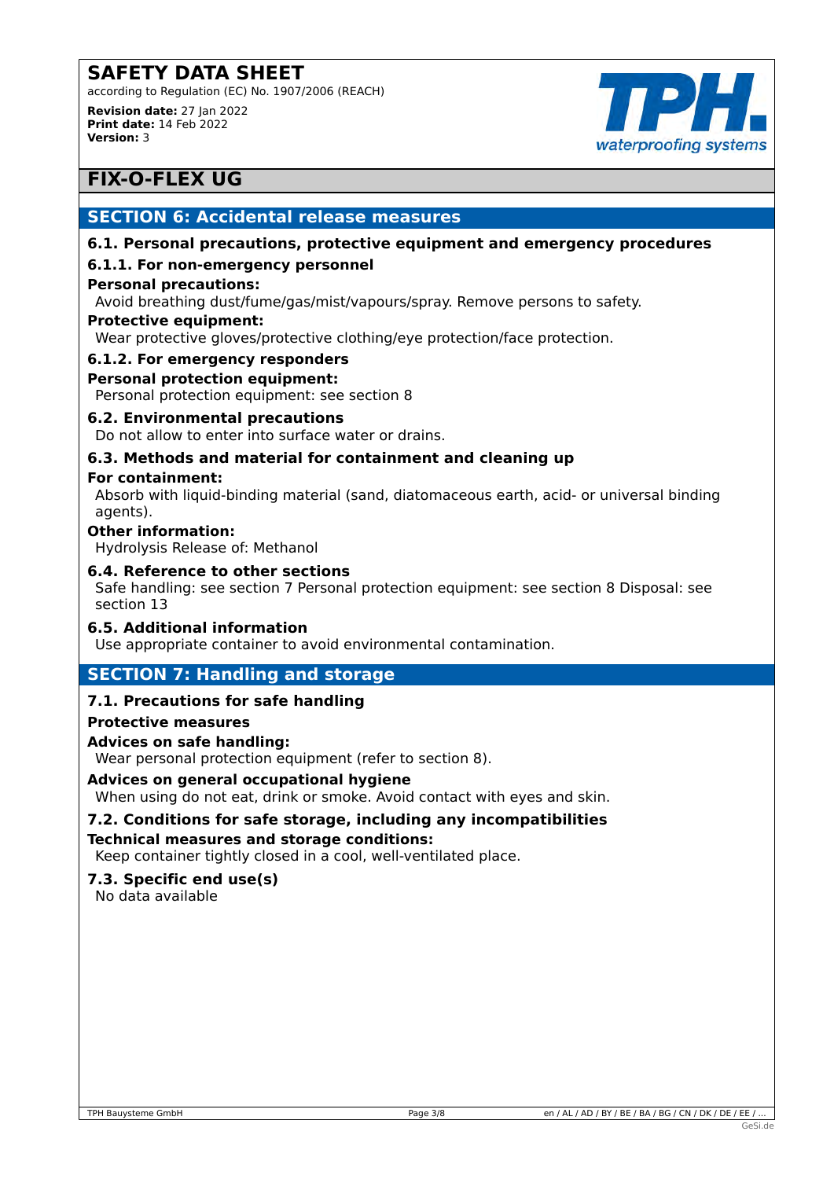# SAFETY DATA SHEET

according to Regulation (EC) No. 1907/2006 (REACH)

**Revision date:** 27 Jan 2022
**Print date:** 14 Feb 2022
**Version:** 3

## FIX-O-FLEX UG

## SECTION 6: Accidental release measures

### 6.1. Personal precautions, protective equipment and emergency procedures

#### 6.1.1. For non-emergency personnel

**Personal precautions:**

Avoid breathing dust/fume/gas/mist/vapours/spray. Remove persons to safety.

**Protective equipment:**

Wear protective gloves/protective clothing/eye protection/face protection.

#### 6.1.2. For emergency responders

**Personal protection equipment:**

Personal protection equipment: see section 8

### 6.2. Environmental precautions

Do not allow to enter into surface water or drains.

### 6.3. Methods and material for containment and cleaning up

**For containment:**

Absorb with liquid-binding material (sand, diatomaceous earth, acid- or universal binding agents).

**Other information:**

Hydrolysis Release of: Methanol

### 6.4. Reference to other sections

Safe handling: see section 7 Personal protection equipment: see section 8 Disposal: see section 13

### 6.5. Additional information

Use appropriate container to avoid environmental contamination.

## SECTION 7: Handling and storage

### 7.1. Precautions for safe handling

**Protective measures**

**Advices on safe handling:**

Wear personal protection equipment (refer to section 8).

**Advices on general occupational hygiene**

When using do not eat, drink or smoke. Avoid contact with eyes and skin.

### 7.2. Conditions for safe storage, including any incompatibilities

**Technical measures and storage conditions:**

Keep container tightly closed in a cool, well-ventilated place.

### 7.3. Specific end use(s)

No data available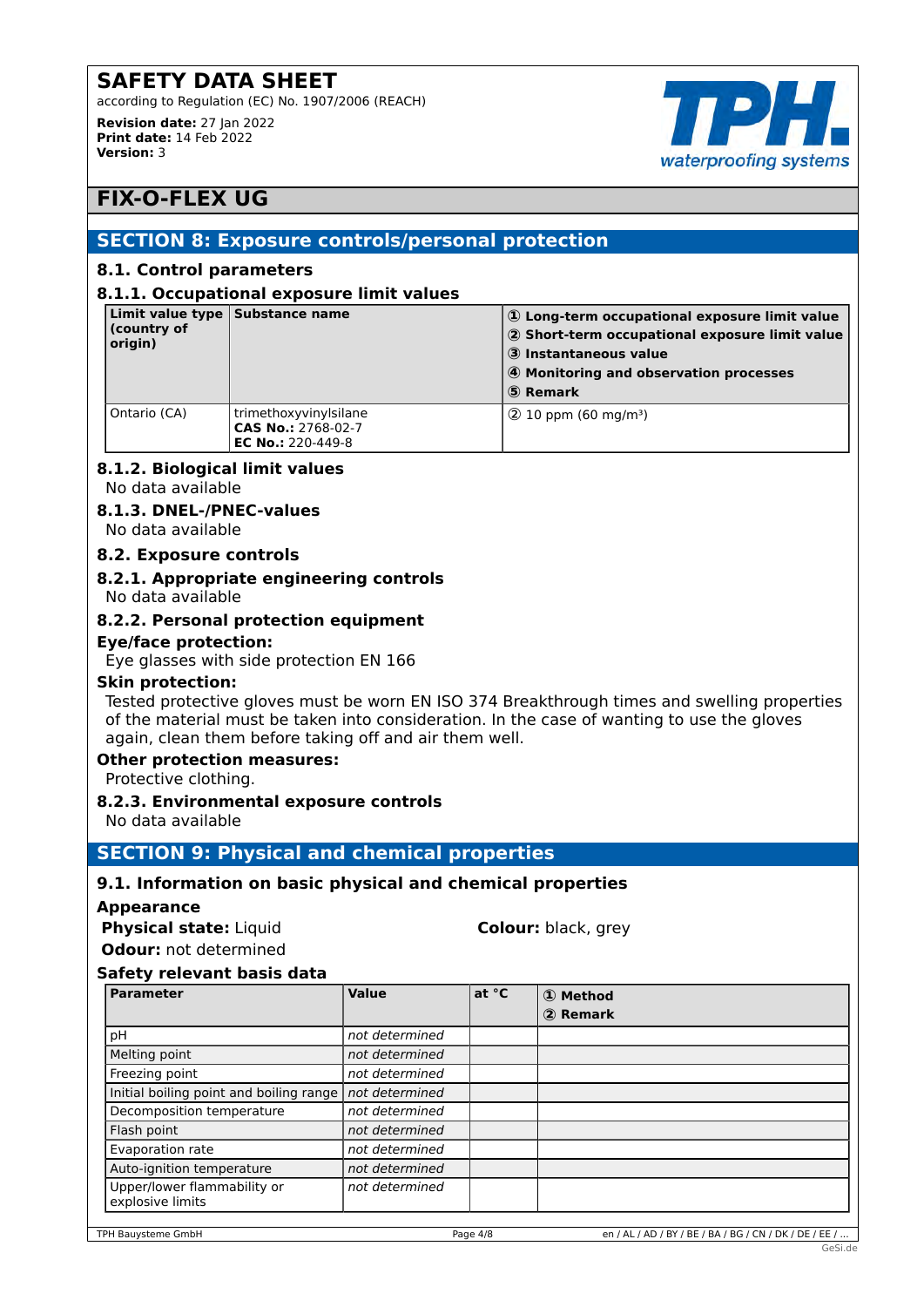# SAFETY DATA SHEET

according to Regulation (EC) No. 1907/2006 (REACH)

**Revision date:** 27 Jan 2022
**Print date:** 14 Feb 2022
**Version:** 3

## FIX-O-FLEX UG

## SECTION 8: Exposure controls/personal protection

### 8.1. Control parameters

#### 8.1.1. Occupational exposure limit values

| Limit value type (country of origin) | Substance name | ① Long-term occupational exposure limit value<br>② Short-term occupational exposure limit value<br>③ Instantaneous value<br>④ Monitoring and observation processes<br>⑤ Remark |
|---|---|---|
| Ontario (CA) | trimethoxyvinylsilane<br>**CAS No.:** 2768-02-7<br>**EC No.:** 220-449-8 | ② 10 ppm (60 mg/m³) |

#### 8.1.2. Biological limit values

No data available

#### 8.1.3. DNEL-/PNEC-values

No data available

### 8.2. Exposure controls

#### 8.2.1. Appropriate engineering controls

No data available

#### 8.2.2. Personal protection equipment

**Eye/face protection:**

Eye glasses with side protection EN 166

**Skin protection:**

Tested protective gloves must be worn EN ISO 374 Breakthrough times and swelling properties of the material must be taken into consideration. In the case of wanting to use the gloves again, clean them before taking off and air them well.

**Other protection measures:**

Protective clothing.

#### 8.2.3. Environmental exposure controls

No data available

## SECTION 9: Physical and chemical properties

### 9.1. Information on basic physical and chemical properties

**Appearance**

**Physical state:** Liquid

**Colour:** black, grey

**Odour:** not determined

**Safety relevant basis data**

| Parameter | Value | at °C | ① Method<br>② Remark |
|---|---|---|---|
| pH | *not determined* | | |
| Melting point | *not determined* | | |
| Freezing point | *not determined* | | |
| Initial boiling point and boiling range | *not determined* | | |
| Decomposition temperature | *not determined* | | |
| Flash point | *not determined* | | |
| Evaporation rate | *not determined* | | |
| Auto-ignition temperature | *not determined* | | |
| Upper/lower flammability or explosive limits | *not determined* | | |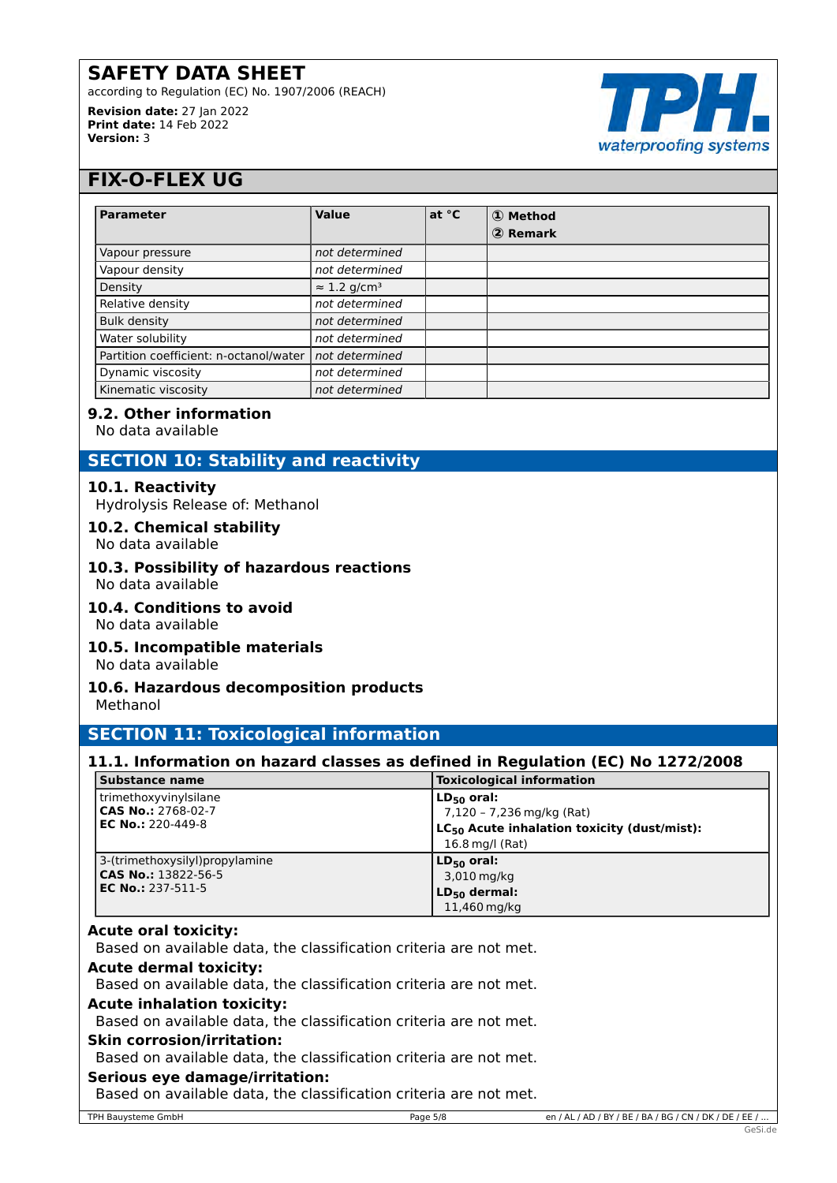| Parameter | Value | at °C | ① Method<br>② Remark |
|---|---|---|---|
| Vapour pressure | *not determined* | | |
| Vapour density | *not determined* | | |
| Density | ≈ 1.2 g/cm³ | | |
| Relative density | *not determined* | | |
| Bulk density | *not determined* | | |
| Water solubility | *not determined* | | |
| Partition coefficient: n-octanol/water | *not determined* | | |
| Dynamic viscosity | *not determined* | | |
| Kinematic viscosity | *not determined* | | |

### 9.2. Other information

No data available

## SECTION 10: Stability and reactivity

### 10.1. Reactivity

Hydrolysis Release of: Methanol

### 10.2. Chemical stability

No data available

### 10.3. Possibility of hazardous reactions

No data available

### 10.4. Conditions to avoid

No data available

### 10.5. Incompatible materials

No data available

### 10.6. Hazardous decomposition products

Methanol

## SECTION 11: Toxicological information

### 11.1. Information on hazard classes as defined in Regulation (EC) No 1272/2008

| Substance name | Toxicological information |
|---|---|
| trimethoxyvinylsilane<br>**CAS No.:** 2768-02-7<br>**EC No.:** 220-449-8 | **$LD_{50}$ oral:**<br>7,120 – 7,236 mg/kg (Rat)<br>**$LC_{50}$ Acute inhalation toxicity (dust/mist):**<br>16.8 mg/l (Rat) |
| 3-(trimethoxysilyl)propylamine<br>**CAS No.:** 13822-56-5<br>**EC No.:** 237-511-5 | **$LD_{50}$ oral:**<br>3,010 mg/kg<br>**$LD_{50}$ dermal:**<br>11,460 mg/kg |

**Acute oral toxicity:**
Based on available data, the classification criteria are not met.

**Acute dermal toxicity:**
Based on available data, the classification criteria are not met.

**Acute inhalation toxicity:**
Based on available data, the classification criteria are not met.

**Skin corrosion/irritation:**
Based on available data, the classification criteria are not met.

**Serious eye damage/irritation:**
Based on available data, the classification criteria are not met.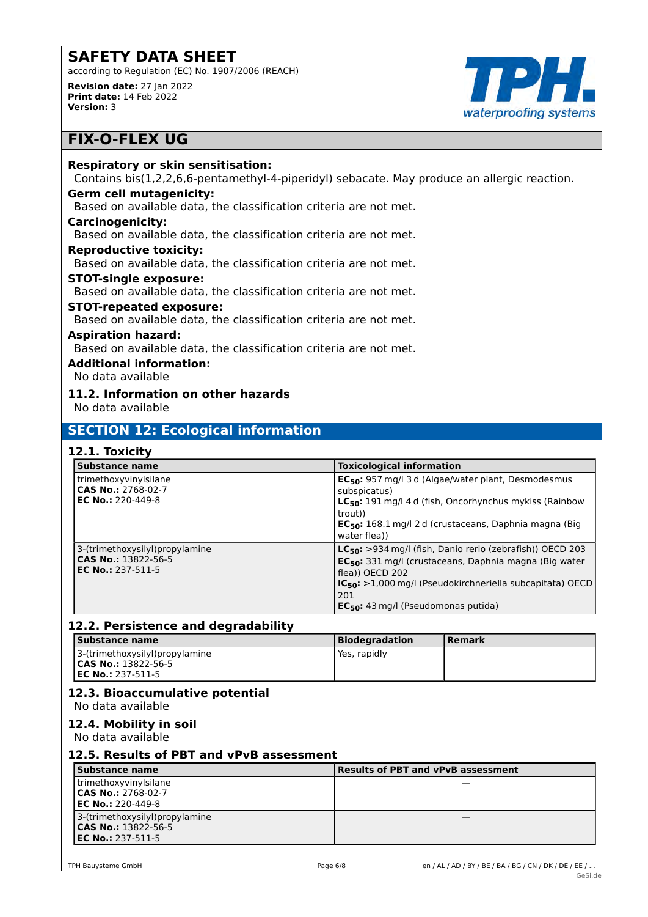**Respiratory or skin sensitisation:**

Contains bis(1,2,2,6,6-pentamethyl-4-piperidyl) sebacate. May produce an allergic reaction.

**Germ cell mutagenicity:**

Based on available data, the classification criteria are not met.

**Carcinogenicity:**

Based on available data, the classification criteria are not met.

**Reproductive toxicity:**

Based on available data, the classification criteria are not met.

**STOT-single exposure:**

Based on available data, the classification criteria are not met.

**STOT-repeated exposure:**

Based on available data, the classification criteria are not met.

**Aspiration hazard:**

Based on available data, the classification criteria are not met.

**Additional information:**

No data available

### 11.2. Information on other hazards

No data available

## SECTION 12: Ecological information

### 12.1. Toxicity

| Substance name | Toxicological information |
|---|---|
| trimethoxyvinylsilane<br>**CAS No.:** 2768-02-7<br>**EC No.:** 220-449-8 | **$EC_{50}$:** 957 mg/l 3 d (Algae/water plant, Desmodesmus subspicatus)<br>**$LC_{50}$:** 191 mg/l 4 d (fish, Oncorhynchus mykiss (Rainbow trout))<br>**$EC_{50}$:** 168.1 mg/l 2 d (crustaceans, Daphnia magna (Big water flea)) |
| 3-(trimethoxysilyl)propylamine<br>**CAS No.:** 13822-56-5<br>**EC No.:** 237-511-5 | **$LC_{50}$:** >934 mg/l (fish, Danio rerio (zebrafish)) OECD 203<br>**$EC_{50}$:** 331 mg/l (crustaceans, Daphnia magna (Big water flea)) OECD 202<br>**$IC_{50}$:** >1,000 mg/l (Pseudokirchneriella subcapitata) OECD 201<br>**$EC_{50}$:** 43 mg/l (Pseudomonas putida) |

### 12.2. Persistence and degradability

| Substance name | Biodegradation | Remark |
|---|---|---|
| 3-(trimethoxysilyl)propylamine<br>**CAS No.:** 13822-56-5<br>**EC No.:** 237-511-5 | Yes, rapidly | |

### 12.3. Bioaccumulative potential

No data available

### 12.4. Mobility in soil

No data available

### 12.5. Results of PBT and vPvB assessment

| Substance name | Results of PBT and vPvB assessment |
|---|---|
| trimethoxyvinylsilane<br>**CAS No.:** 2768-02-7<br>**EC No.:** 220-449-8 | — |
| 3-(trimethoxysilyl)propylamine<br>**CAS No.:** 13822-56-5<br>**EC No.:** 237-511-5 | — |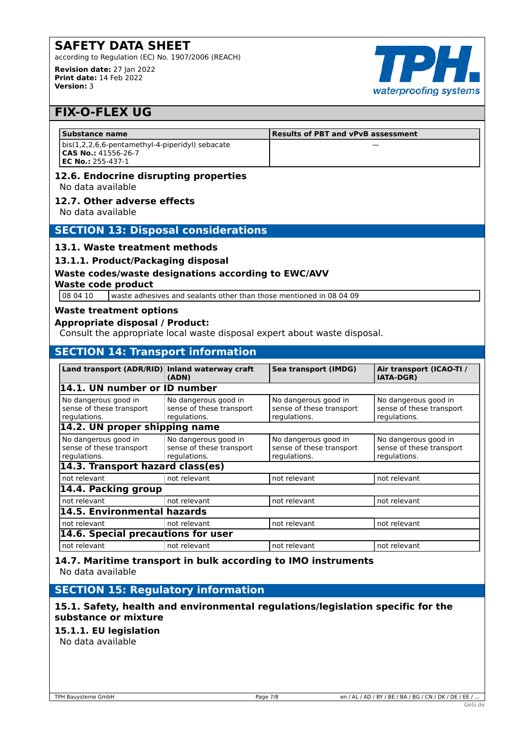| Substance name | Results of PBT and vPvB assessment |
| --- | --- |
| bis(1,2,2,6,6-pentamethyl-4-piperidyl) sebacate<br>**CAS No.:** 41556-26-7<br>**EC No.:** 255-437-1 | — |

### 12.6. Endocrine disrupting properties

No data available

### 12.7. Other adverse effects

No data available

## SECTION 13: Disposal considerations

### 13.1. Waste treatment methods

### 13.1.1. Product/Packaging disposal

**Waste codes/waste designations according to EWC/AVV**

**Waste code product**

| 08 04 10 | waste adhesives and sealants other than those mentioned in 08 04 09 |
| --- | --- |

**Waste treatment options**

**Appropriate disposal / Product:**

Consult the appropriate local waste disposal expert about waste disposal.

## SECTION 14: Transport information

| Land transport (ADR/RID) | Inland waterway craft (ADN) | Sea transport (IMDG) | Air transport (ICAO-TI / IATA-DGR) |
| --- | --- | --- | --- |
| **14.1. UN number or ID number** | | | |
| No dangerous good in sense of these transport regulations. | No dangerous good in sense of these transport regulations. | No dangerous good in sense of these transport regulations. | No dangerous good in sense of these transport regulations. |
| **14.2. UN proper shipping name** | | | |
| No dangerous good in sense of these transport regulations. | No dangerous good in sense of these transport regulations. | No dangerous good in sense of these transport regulations. | No dangerous good in sense of these transport regulations. |
| **14.3. Transport hazard class(es)** | | | |
| not relevant | not relevant | not relevant | not relevant |
| **14.4. Packing group** | | | |
| not relevant | not relevant | not relevant | not relevant |
| **14.5. Environmental hazards** | | | |
| not relevant | not relevant | not relevant | not relevant |
| **14.6. Special precautions for user** | | | |
| not relevant | not relevant | not relevant | not relevant |

### 14.7. Maritime transport in bulk according to IMO instruments

No data available

## SECTION 15: Regulatory information

### 15.1. Safety, health and environmental regulations/legislation specific for the substance or mixture

### 15.1.1. EU legislation

No data available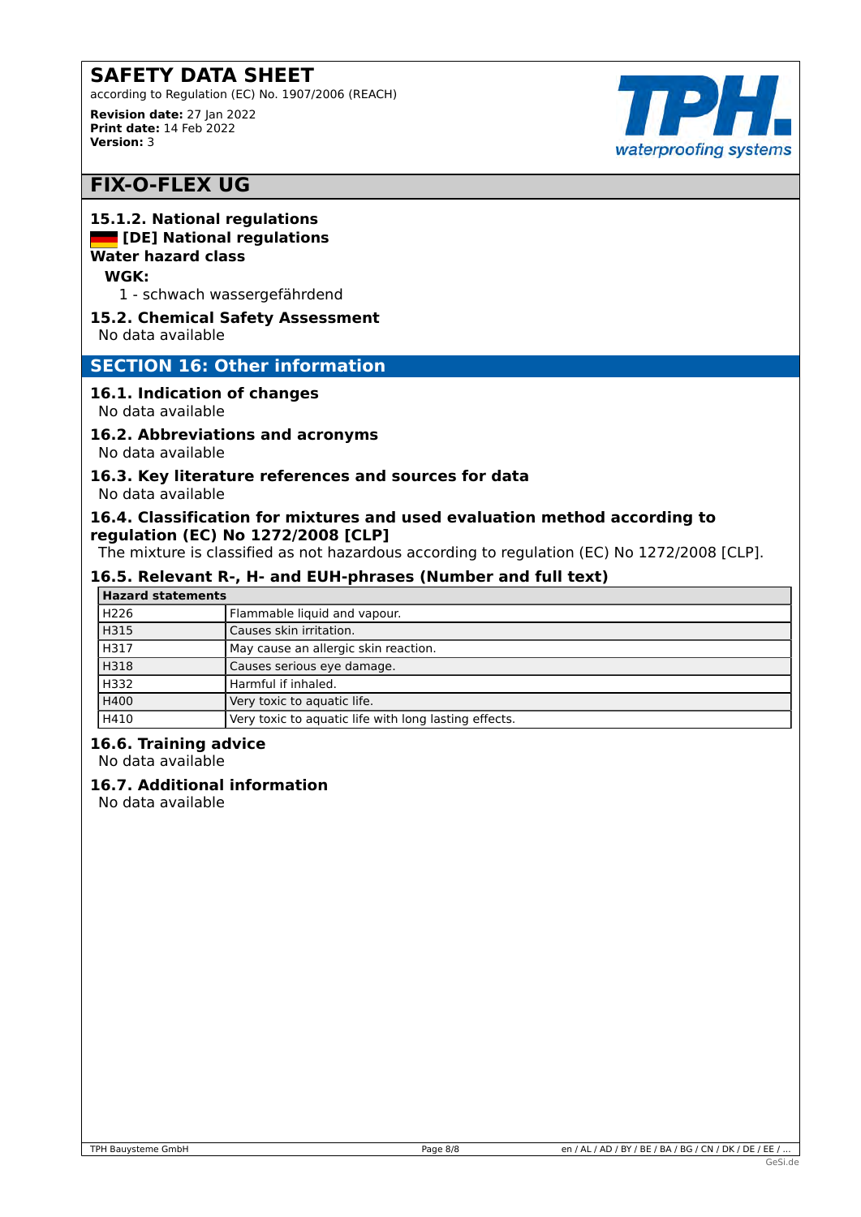# SAFETY DATA SHEET

according to Regulation (EC) No. 1907/2006 (REACH)

**Revision date:** 27 Jan 2022
**Print date:** 14 Feb 2022
**Version:** 3

## FIX-O-FLEX UG

### 15.1.2. National regulations

**[DE] National regulations**

**Water hazard class**

**WGK:**

1 - schwach wassergefährdend

### 15.2. Chemical Safety Assessment

No data available

## SECTION 16: Other information

### 16.1. Indication of changes

No data available

### 16.2. Abbreviations and acronyms

No data available

### 16.3. Key literature references and sources for data

No data available

### 16.4. Classification for mixtures and used evaluation method according to regulation (EC) No 1272/2008 [CLP]

The mixture is classified as not hazardous according to regulation (EC) No 1272/2008 [CLP].

### 16.5. Relevant R-, H- and EUH-phrases (Number and full text)

| Hazard statements | |
|---|---|
| H226 | Flammable liquid and vapour. |
| H315 | Causes skin irritation. |
| H317 | May cause an allergic skin reaction. |
| H318 | Causes serious eye damage. |
| H332 | Harmful if inhaled. |
| H400 | Very toxic to aquatic life. |
| H410 | Very toxic to aquatic life with long lasting effects. |

### 16.6. Training advice

No data available

### 16.7. Additional information

No data available